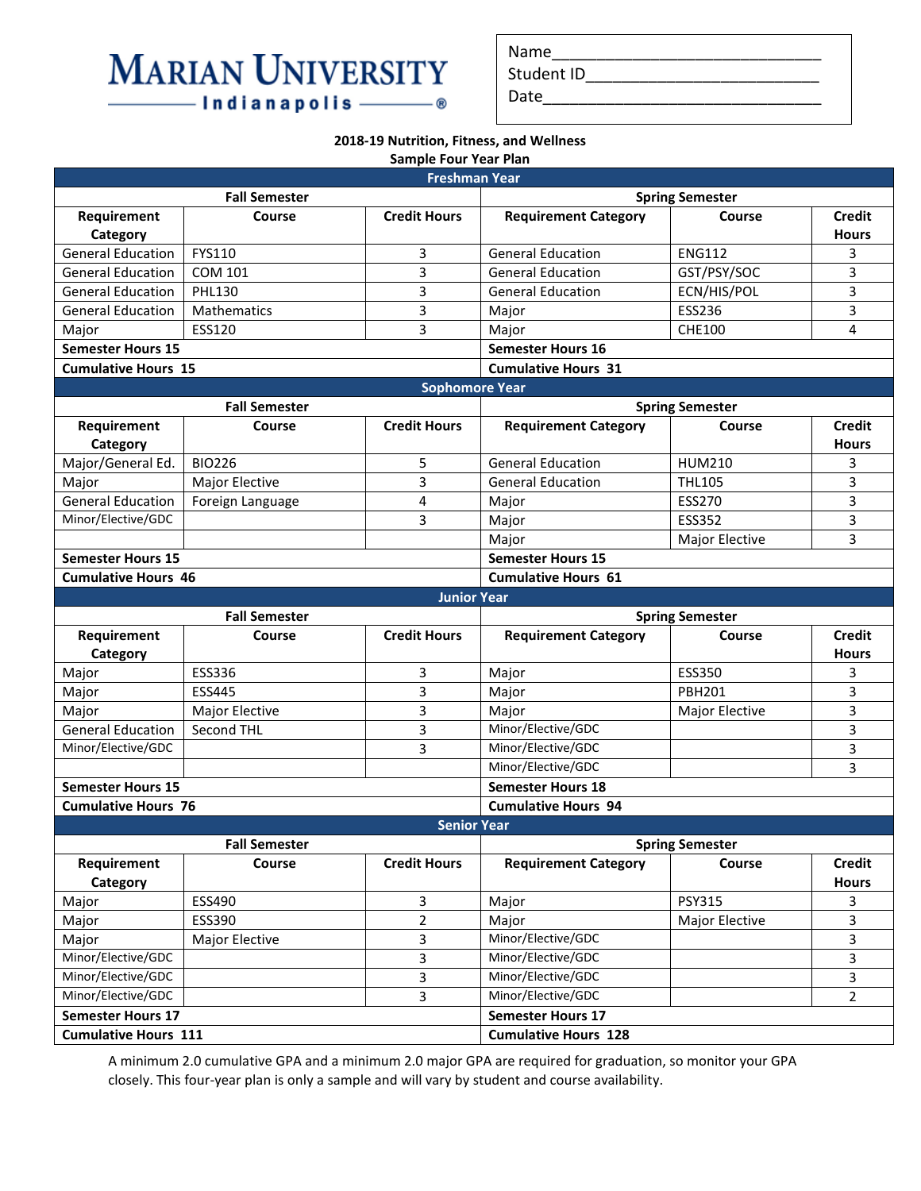# Marian University

Indianapolis

Name______________________________
Student ID_________________________
Date_______________________________

**2018-19 Nutrition, Fitness, and Wellness**
**Sample Four Year Plan**

| Freshman Year | | | | | |
|---|---|---|---|---|---|
| **Fall Semester** | | | **Spring Semester** | | |
| **Requirement Category** | **Course** | **Credit Hours** | **Requirement Category** | **Course** | **Credit Hours** |
| General Education | FYS110 | 3 | General Education | ENG112 | 3 |
| General Education | COM 101 | 3 | General Education | GST/PSY/SOC | 3 |
| General Education | PHL130 | 3 | General Education | ECN/HIS/POL | 3 |
| General Education | Mathematics | 3 | Major | ESS236 | 3 |
| Major | ESS120 | 3 | Major | CHE100 | 4 |
| **Semester Hours 15** | | | **Semester Hours 16** | | |
| **Cumulative Hours 15** | | | **Cumulative Hours 31** | | |
| **Sophomore Year** | | | | | |
| **Fall Semester** | | | **Spring Semester** | | |
| **Requirement Category** | **Course** | **Credit Hours** | **Requirement Category** | **Course** | **Credit Hours** |
| Major/General Ed. | BIO226 | 5 | General Education | HUM210 | 3 |
| Major | Major Elective | 3 | General Education | THL105 | 3 |
| General Education | Foreign Language | 4 | Major | ESS270 | 3 |
| Minor/Elective/GDC | | 3 | Major | ESS352 | 3 |
| | | | Major | Major Elective | 3 |
| **Semester Hours 15** | | | **Semester Hours 15** | | |
| **Cumulative Hours 46** | | | **Cumulative Hours 61** | | |
| **Junior Year** | | | | | |
| **Fall Semester** | | | **Spring Semester** | | |
| **Requirement Category** | **Course** | **Credit Hours** | **Requirement Category** | **Course** | **Credit Hours** |
| Major | ESS336 | 3 | Major | ESS350 | 3 |
| Major | ESS445 | 3 | Major | PBH201 | 3 |
| Major | Major Elective | 3 | Major | Major Elective | 3 |
| General Education | Second THL | 3 | Minor/Elective/GDC | | 3 |
| Minor/Elective/GDC | | 3 | Minor/Elective/GDC | | 3 |
| | | | Minor/Elective/GDC | | 3 |
| **Semester Hours 15** | | | **Semester Hours 18** | | |
| **Cumulative Hours 76** | | | **Cumulative Hours 94** | | |
| **Senior Year** | | | | | |
| **Fall Semester** | | | **Spring Semester** | | |
| **Requirement Category** | **Course** | **Credit Hours** | **Requirement Category** | **Course** | **Credit Hours** |
| Major | ESS490 | 3 | Major | PSY315 | 3 |
| Major | ESS390 | 2 | Major | Major Elective | 3 |
| Major | Major Elective | 3 | Minor/Elective/GDC | | 3 |
| Minor/Elective/GDC | | 3 | Minor/Elective/GDC | | 3 |
| Minor/Elective/GDC | | 3 | Minor/Elective/GDC | | 3 |
| Minor/Elective/GDC | | 3 | Minor/Elective/GDC | | 2 |
| **Semester Hours 17** | | | **Semester Hours 17** | | |
| **Cumulative Hours 111** | | | **Cumulative Hours 128** | | |

A minimum 2.0 cumulative GPA and a minimum 2.0 major GPA are required for graduation, so monitor your GPA closely. This four-year plan is only a sample and will vary by student and course availability.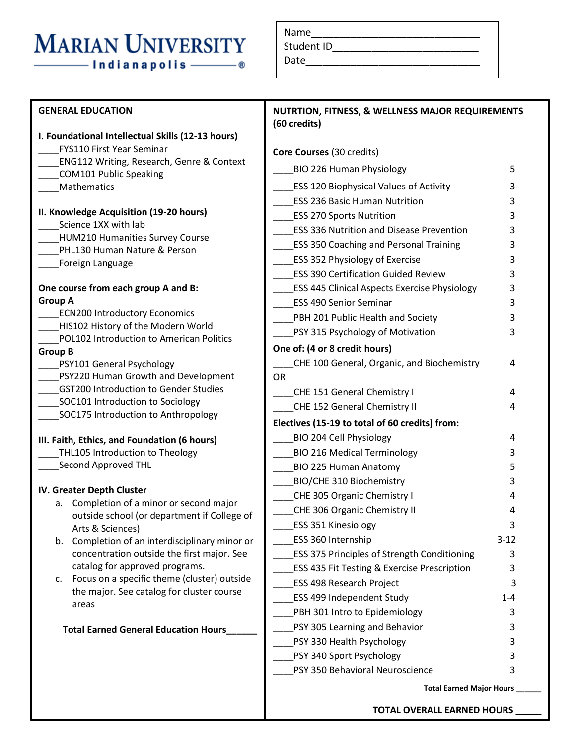# Marian University
Indianapolis

Name_______________________________
Student ID__________________________
Date________________________________

## GENERAL EDUCATION

**I. Foundational Intellectual Skills (12-13 hours)**

____FYS110 First Year Seminar
____ENG112 Writing, Research, Genre & Context
____COM101 Public Speaking
____Mathematics

**II. Knowledge Acquisition (19-20 hours)**

____Science 1XX with lab
____HUM210 Humanities Survey Course
____PHL130 Human Nature & Person
____Foreign Language

**One course from each group A and B:**

**Group A**

____ECN200 Introductory Economics
____HIS102 History of the Modern World
____POL102 Introduction to American Politics

**Group B**

____PSY101 General Psychology
____PSY220 Human Growth and Development
____GST200 Introduction to Gender Studies
____SOC101 Introduction to Sociology
____SOC175 Introduction to Anthropology

**III. Faith, Ethics, and Foundation (6 hours)**

____THL105 Introduction to Theology
____Second Approved THL

**IV. Greater Depth Cluster**

a. Completion of a minor or second major outside school (or department if College of Arts & Sciences)
b. Completion of an interdisciplinary minor or concentration outside the first major. See catalog for approved programs.
c. Focus on a specific theme (cluster) outside the major. See catalog for cluster course areas

**Total Earned General Education Hours______**

## NUTRTION, FITNESS, & WELLNESS MAJOR REQUIREMENTS (60 credits)

**Core Courses** (30 credits)

| | |
|---|---|
| ____BIO 226 Human Physiology | 5 |
| ____ESS 120 Biophysical Values of Activity | 3 |
| ____ESS 236 Basic Human Nutrition | 3 |
| ____ESS 270 Sports Nutrition | 3 |
| ____ESS 336 Nutrition and Disease Prevention | 3 |
| ____ESS 350 Coaching and Personal Training | 3 |
| ____ESS 352 Physiology of Exercise | 3 |
| ____ESS 390 Certification Guided Review | 3 |
| ____ESS 445 Clinical Aspects Exercise Physiology | 3 |
| ____ESS 490 Senior Seminar | 3 |
| ____PBH 201 Public Health and Society | 3 |
| ____PSY 315 Psychology of Motivation | 3 |

**One of: (4 or 8 credit hours)**

| | |
|---|---|
| ____CHE 100 General, Organic, and Biochemistry | 4 |
| OR | |
| ____CHE 151 General Chemistry I | 4 |
| ____CHE 152 General Chemistry II | 4 |

**Electives (15-19 to total of 60 credits) from:**

| | |
|---|---|
| ____BIO 204 Cell Physiology | 4 |
| ____BIO 216 Medical Terminology | 3 |
| ____BIO 225 Human Anatomy | 5 |
| ____BIO/CHE 310 Biochemistry | 3 |
| ____CHE 305 Organic Chemistry I | 4 |
| ____CHE 306 Organic Chemistry II | 4 |
| ____ESS 351 Kinesiology | 3 |
| ____ESS 360 Internship | 3-12 |
| ____ESS 375 Principles of Strength Conditioning | 3 |
| ____ESS 435 Fit Testing & Exercise Prescription | 3 |
| ____ESS 498 Research Project | 3 |
| ____ESS 499 Independent Study | 1-4 |
| ____PBH 301 Intro to Epidemiology | 3 |
| ____PSY 305 Learning and Behavior | 3 |
| ____PSY 330 Health Psychology | 3 |
| ____PSY 340 Sport Psychology | 3 |
| ____PSY 350 Behavioral Neuroscience | 3 |

**Total Earned Major Hours ______**

**TOTAL OVERALL EARNED HOURS _____**